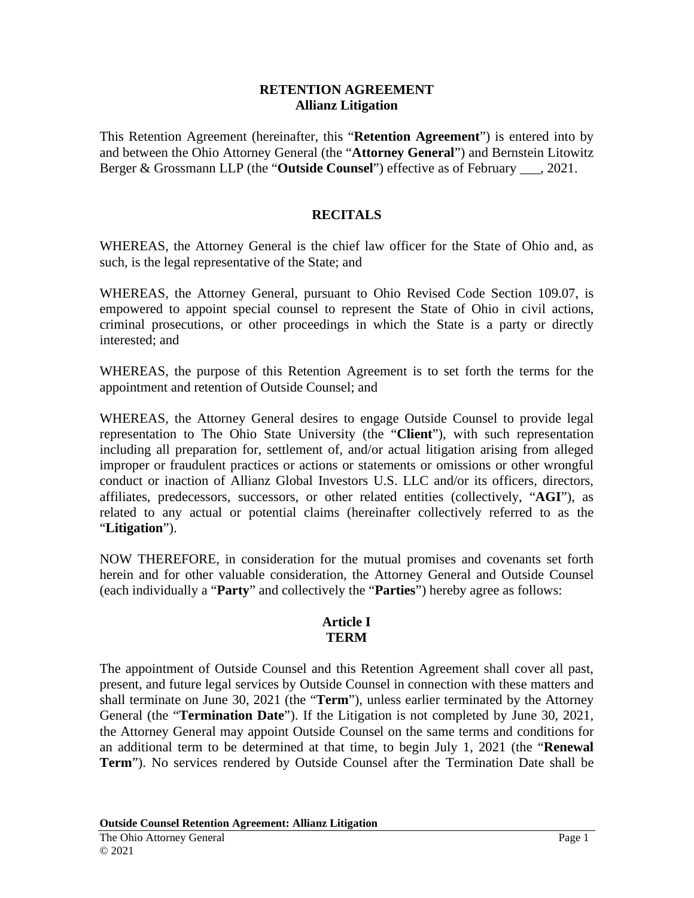**RETENTION AGREEMENT**
**Allianz Litigation**

This Retention Agreement (hereinafter, this "**Retention Agreement**") is entered into by and between the Ohio Attorney General (the "**Attorney General**") and Bernstein Litowitz Berger & Grossmann LLP (the "**Outside Counsel**") effective as of February ___, 2021.

## RECITALS

WHEREAS, the Attorney General is the chief law officer for the State of Ohio and, as such, is the legal representative of the State; and

WHEREAS, the Attorney General, pursuant to Ohio Revised Code Section 109.07, is empowered to appoint special counsel to represent the State of Ohio in civil actions, criminal prosecutions, or other proceedings in which the State is a party or directly interested; and

WHEREAS, the purpose of this Retention Agreement is to set forth the terms for the appointment and retention of Outside Counsel; and

WHEREAS, the Attorney General desires to engage Outside Counsel to provide legal representation to The Ohio State University (the "**Client**"), with such representation including all preparation for, settlement of, and/or actual litigation arising from alleged improper or fraudulent practices or actions or statements or omissions or other wrongful conduct or inaction of Allianz Global Investors U.S. LLC and/or its officers, directors, affiliates, predecessors, successors, or other related entities (collectively, "**AGI**"), as related to any actual or potential claims (hereinafter collectively referred to as the "**Litigation**").

NOW THEREFORE, in consideration for the mutual promises and covenants set forth herein and for other valuable consideration, the Attorney General and Outside Counsel (each individually a "**Party**" and collectively the "**Parties**") hereby agree as follows:

## Article I
## TERM

The appointment of Outside Counsel and this Retention Agreement shall cover all past, present, and future legal services by Outside Counsel in connection with these matters and shall terminate on June 30, 2021 (the "**Term**"), unless earlier terminated by the Attorney General (the "**Termination Date**"). If the Litigation is not completed by June 30, 2021, the Attorney General may appoint Outside Counsel on the same terms and conditions for an additional term to be determined at that time, to begin July 1, 2021 (the "**Renewal Term**"). No services rendered by Outside Counsel after the Termination Date shall be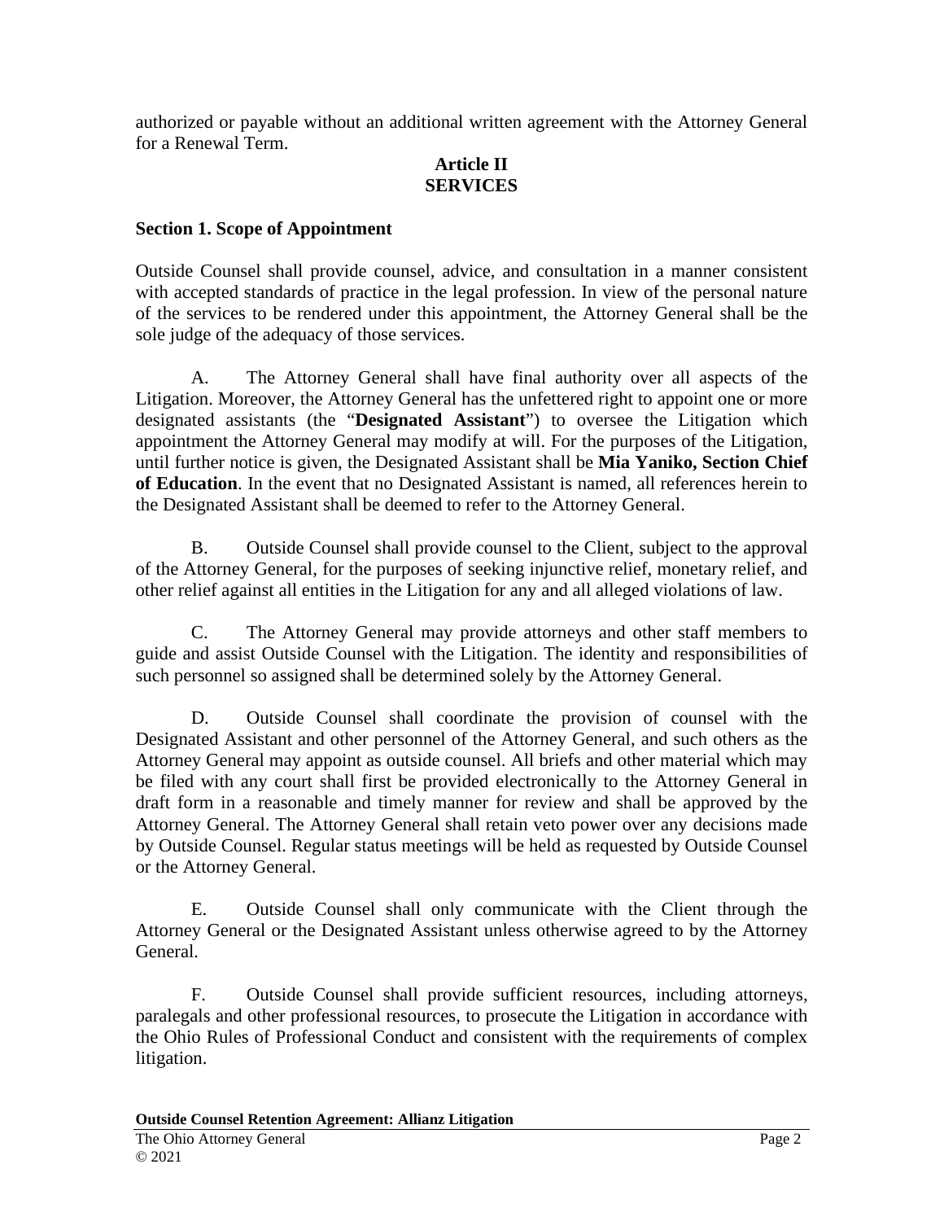authorized or payable without an additional written agreement with the Attorney General for a Renewal Term.

## Article II
## SERVICES

### Section 1. Scope of Appointment

Outside Counsel shall provide counsel, advice, and consultation in a manner consistent with accepted standards of practice in the legal profession. In view of the personal nature of the services to be rendered under this appointment, the Attorney General shall be the sole judge of the adequacy of those services.

A. The Attorney General shall have final authority over all aspects of the Litigation. Moreover, the Attorney General has the unfettered right to appoint one or more designated assistants (the "**Designated Assistant**") to oversee the Litigation which appointment the Attorney General may modify at will. For the purposes of the Litigation, until further notice is given, the Designated Assistant shall be **Mia Yaniko, Section Chief of Education**. In the event that no Designated Assistant is named, all references herein to the Designated Assistant shall be deemed to refer to the Attorney General.

B. Outside Counsel shall provide counsel to the Client, subject to the approval of the Attorney General, for the purposes of seeking injunctive relief, monetary relief, and other relief against all entities in the Litigation for any and all alleged violations of law.

C. The Attorney General may provide attorneys and other staff members to guide and assist Outside Counsel with the Litigation. The identity and responsibilities of such personnel so assigned shall be determined solely by the Attorney General.

D. Outside Counsel shall coordinate the provision of counsel with the Designated Assistant and other personnel of the Attorney General, and such others as the Attorney General may appoint as outside counsel. All briefs and other material which may be filed with any court shall first be provided electronically to the Attorney General in draft form in a reasonable and timely manner for review and shall be approved by the Attorney General. The Attorney General shall retain veto power over any decisions made by Outside Counsel. Regular status meetings will be held as requested by Outside Counsel or the Attorney General.

E. Outside Counsel shall only communicate with the Client through the Attorney General or the Designated Assistant unless otherwise agreed to by the Attorney General.

F. Outside Counsel shall provide sufficient resources, including attorneys, paralegals and other professional resources, to prosecute the Litigation in accordance with the Ohio Rules of Professional Conduct and consistent with the requirements of complex litigation.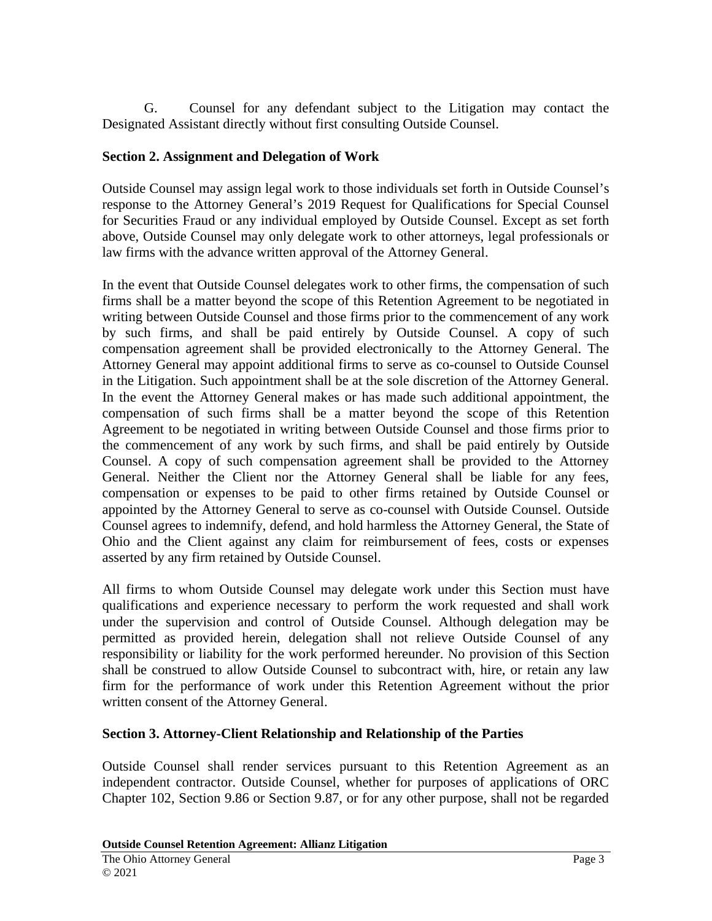G. Counsel for any defendant subject to the Litigation may contact the Designated Assistant directly without first consulting Outside Counsel.

**Section 2. Assignment and Delegation of Work**

Outside Counsel may assign legal work to those individuals set forth in Outside Counsel's response to the Attorney General's 2019 Request for Qualifications for Special Counsel for Securities Fraud or any individual employed by Outside Counsel. Except as set forth above, Outside Counsel may only delegate work to other attorneys, legal professionals or law firms with the advance written approval of the Attorney General.

In the event that Outside Counsel delegates work to other firms, the compensation of such firms shall be a matter beyond the scope of this Retention Agreement to be negotiated in writing between Outside Counsel and those firms prior to the commencement of any work by such firms, and shall be paid entirely by Outside Counsel. A copy of such compensation agreement shall be provided electronically to the Attorney General. The Attorney General may appoint additional firms to serve as co-counsel to Outside Counsel in the Litigation. Such appointment shall be at the sole discretion of the Attorney General. In the event the Attorney General makes or has made such additional appointment, the compensation of such firms shall be a matter beyond the scope of this Retention Agreement to be negotiated in writing between Outside Counsel and those firms prior to the commencement of any work by such firms, and shall be paid entirely by Outside Counsel. A copy of such compensation agreement shall be provided to the Attorney General. Neither the Client nor the Attorney General shall be liable for any fees, compensation or expenses to be paid to other firms retained by Outside Counsel or appointed by the Attorney General to serve as co-counsel with Outside Counsel. Outside Counsel agrees to indemnify, defend, and hold harmless the Attorney General, the State of Ohio and the Client against any claim for reimbursement of fees, costs or expenses asserted by any firm retained by Outside Counsel.

All firms to whom Outside Counsel may delegate work under this Section must have qualifications and experience necessary to perform the work requested and shall work under the supervision and control of Outside Counsel. Although delegation may be permitted as provided herein, delegation shall not relieve Outside Counsel of any responsibility or liability for the work performed hereunder. No provision of this Section shall be construed to allow Outside Counsel to subcontract with, hire, or retain any law firm for the performance of work under this Retention Agreement without the prior written consent of the Attorney General.

**Section 3. Attorney-Client Relationship and Relationship of the Parties**

Outside Counsel shall render services pursuant to this Retention Agreement as an independent contractor. Outside Counsel, whether for purposes of applications of ORC Chapter 102, Section 9.86 or Section 9.87, or for any other purpose, shall not be regarded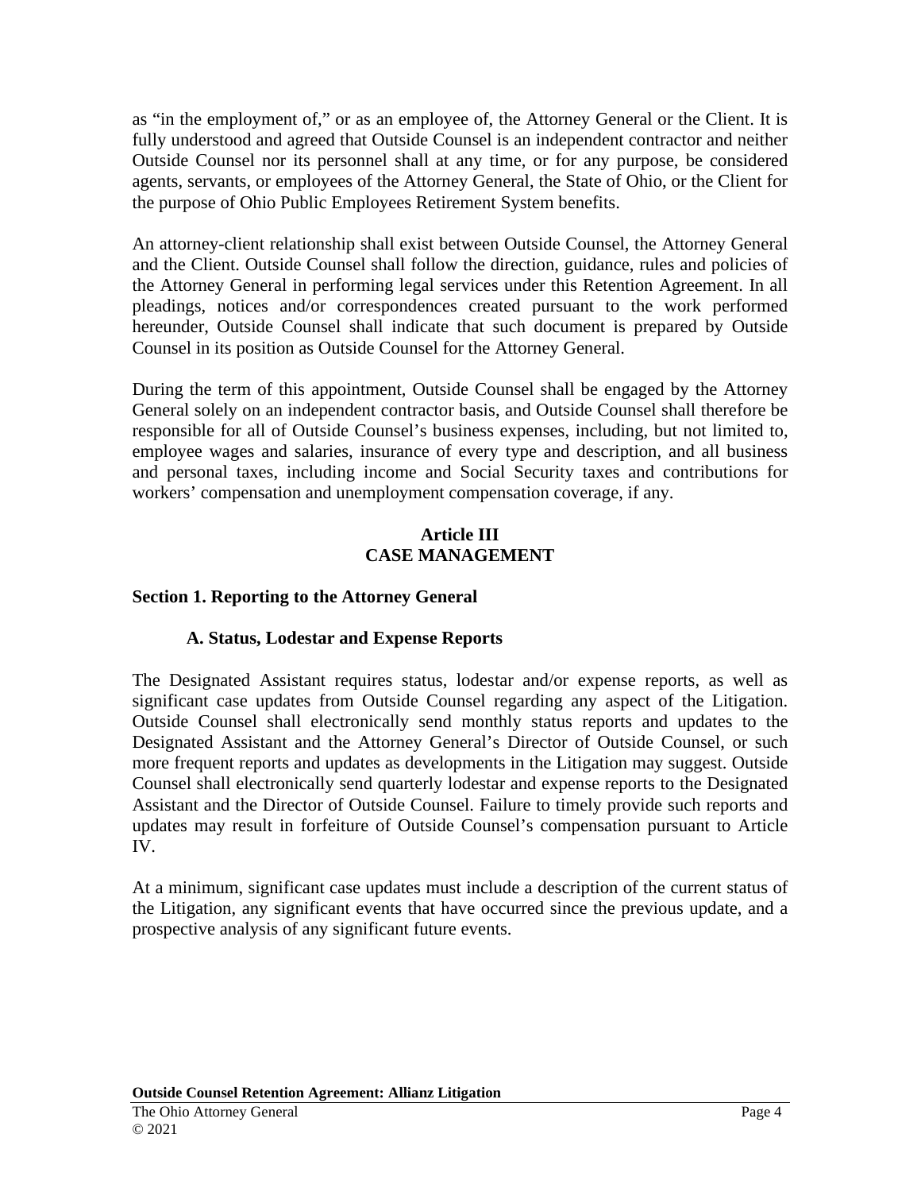as "in the employment of," or as an employee of, the Attorney General or the Client. It is fully understood and agreed that Outside Counsel is an independent contractor and neither Outside Counsel nor its personnel shall at any time, or for any purpose, be considered agents, servants, or employees of the Attorney General, the State of Ohio, or the Client for the purpose of Ohio Public Employees Retirement System benefits.

An attorney-client relationship shall exist between Outside Counsel, the Attorney General and the Client. Outside Counsel shall follow the direction, guidance, rules and policies of the Attorney General in performing legal services under this Retention Agreement. In all pleadings, notices and/or correspondences created pursuant to the work performed hereunder, Outside Counsel shall indicate that such document is prepared by Outside Counsel in its position as Outside Counsel for the Attorney General.

During the term of this appointment, Outside Counsel shall be engaged by the Attorney General solely on an independent contractor basis, and Outside Counsel shall therefore be responsible for all of Outside Counsel's business expenses, including, but not limited to, employee wages and salaries, insurance of every type and description, and all business and personal taxes, including income and Social Security taxes and contributions for workers' compensation and unemployment compensation coverage, if any.

## Article III
## CASE MANAGEMENT

### Section 1. Reporting to the Attorney General

#### A. Status, Lodestar and Expense Reports

The Designated Assistant requires status, lodestar and/or expense reports, as well as significant case updates from Outside Counsel regarding any aspect of the Litigation. Outside Counsel shall electronically send monthly status reports and updates to the Designated Assistant and the Attorney General's Director of Outside Counsel, or such more frequent reports and updates as developments in the Litigation may suggest. Outside Counsel shall electronically send quarterly lodestar and expense reports to the Designated Assistant and the Director of Outside Counsel. Failure to timely provide such reports and updates may result in forfeiture of Outside Counsel's compensation pursuant to Article IV.

At a minimum, significant case updates must include a description of the current status of the Litigation, any significant events that have occurred since the previous update, and a prospective analysis of any significant future events.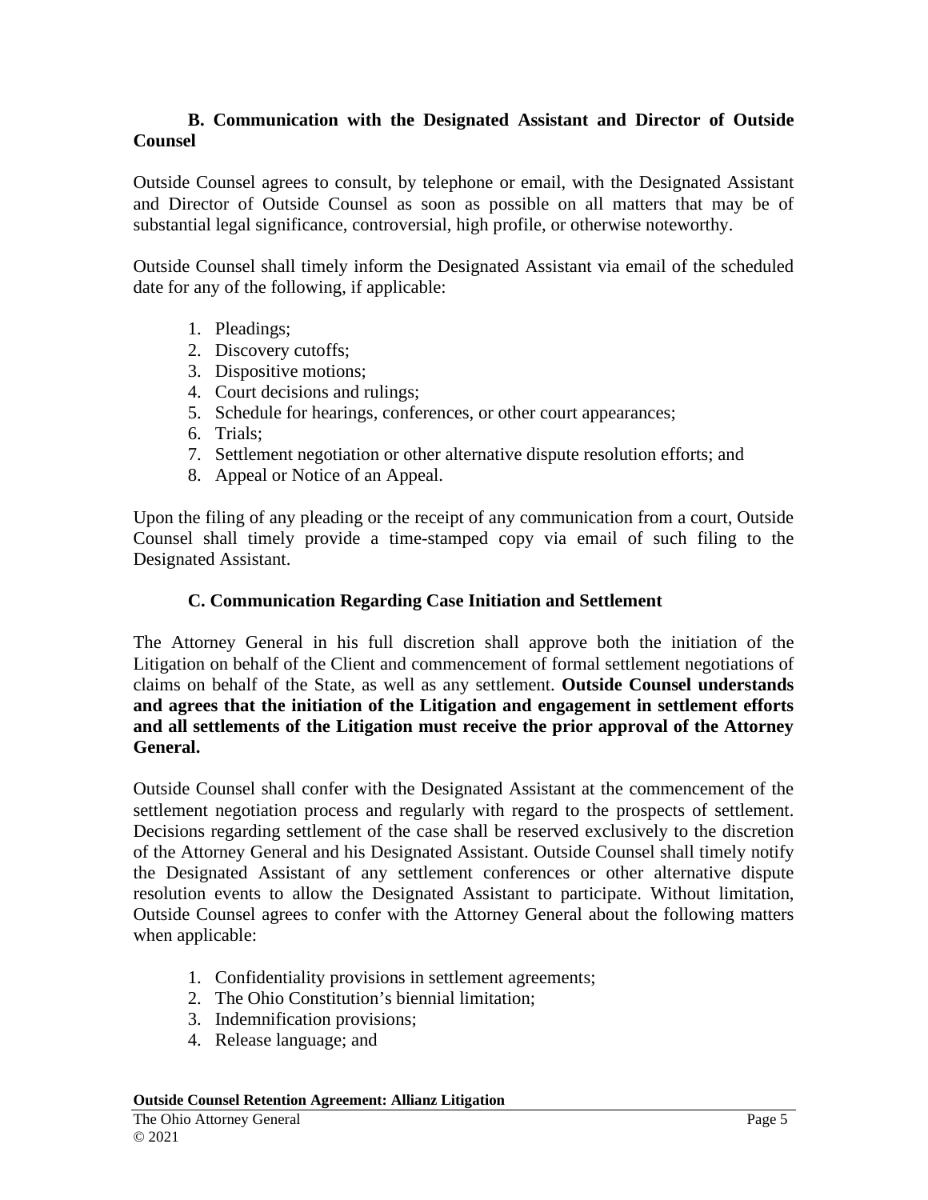### B. Communication with the Designated Assistant and Director of Outside Counsel

Outside Counsel agrees to consult, by telephone or email, with the Designated Assistant and Director of Outside Counsel as soon as possible on all matters that may be of substantial legal significance, controversial, high profile, or otherwise noteworthy.

Outside Counsel shall timely inform the Designated Assistant via email of the scheduled date for any of the following, if applicable:

1. Pleadings;
2. Discovery cutoffs;
3. Dispositive motions;
4. Court decisions and rulings;
5. Schedule for hearings, conferences, or other court appearances;
6. Trials;
7. Settlement negotiation or other alternative dispute resolution efforts; and
8. Appeal or Notice of an Appeal.

Upon the filing of any pleading or the receipt of any communication from a court, Outside Counsel shall timely provide a time-stamped copy via email of such filing to the Designated Assistant.

### C. Communication Regarding Case Initiation and Settlement

The Attorney General in his full discretion shall approve both the initiation of the Litigation on behalf of the Client and commencement of formal settlement negotiations of claims on behalf of the State, as well as any settlement. **Outside Counsel understands and agrees that the initiation of the Litigation and engagement in settlement efforts and all settlements of the Litigation must receive the prior approval of the Attorney General.**

Outside Counsel shall confer with the Designated Assistant at the commencement of the settlement negotiation process and regularly with regard to the prospects of settlement. Decisions regarding settlement of the case shall be reserved exclusively to the discretion of the Attorney General and his Designated Assistant. Outside Counsel shall timely notify the Designated Assistant of any settlement conferences or other alternative dispute resolution events to allow the Designated Assistant to participate. Without limitation, Outside Counsel agrees to confer with the Attorney General about the following matters when applicable:

1. Confidentiality provisions in settlement agreements;
2. The Ohio Constitution's biennial limitation;
3. Indemnification provisions;
4. Release language; and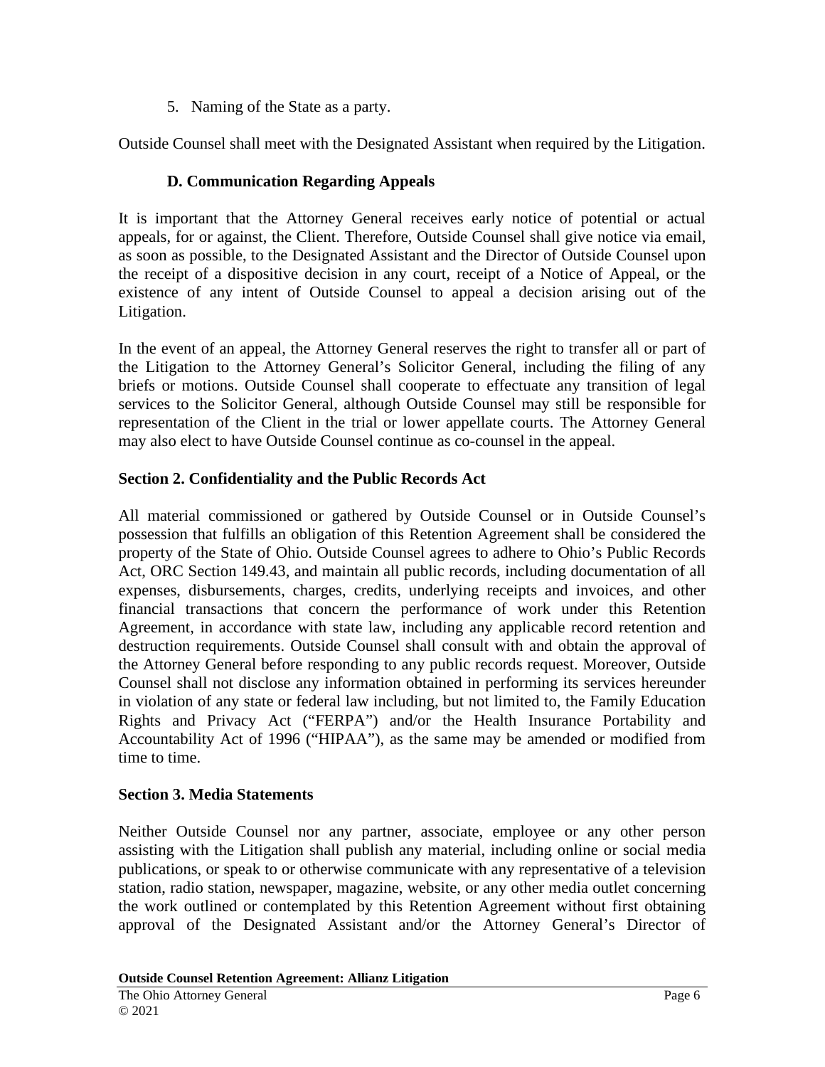5. Naming of the State as a party.

Outside Counsel shall meet with the Designated Assistant when required by the Litigation.

### D. Communication Regarding Appeals

It is important that the Attorney General receives early notice of potential or actual appeals, for or against, the Client. Therefore, Outside Counsel shall give notice via email, as soon as possible, to the Designated Assistant and the Director of Outside Counsel upon the receipt of a dispositive decision in any court, receipt of a Notice of Appeal, or the existence of any intent of Outside Counsel to appeal a decision arising out of the Litigation.

In the event of an appeal, the Attorney General reserves the right to transfer all or part of the Litigation to the Attorney General's Solicitor General, including the filing of any briefs or motions. Outside Counsel shall cooperate to effectuate any transition of legal services to the Solicitor General, although Outside Counsel may still be responsible for representation of the Client in the trial or lower appellate courts. The Attorney General may also elect to have Outside Counsel continue as co-counsel in the appeal.

## Section 2. Confidentiality and the Public Records Act

All material commissioned or gathered by Outside Counsel or in Outside Counsel's possession that fulfills an obligation of this Retention Agreement shall be considered the property of the State of Ohio. Outside Counsel agrees to adhere to Ohio's Public Records Act, ORC Section 149.43, and maintain all public records, including documentation of all expenses, disbursements, charges, credits, underlying receipts and invoices, and other financial transactions that concern the performance of work under this Retention Agreement, in accordance with state law, including any applicable record retention and destruction requirements. Outside Counsel shall consult with and obtain the approval of the Attorney General before responding to any public records request. Moreover, Outside Counsel shall not disclose any information obtained in performing its services hereunder in violation of any state or federal law including, but not limited to, the Family Education Rights and Privacy Act ("FERPA") and/or the Health Insurance Portability and Accountability Act of 1996 ("HIPAA"), as the same may be amended or modified from time to time.

## Section 3. Media Statements

Neither Outside Counsel nor any partner, associate, employee or any other person assisting with the Litigation shall publish any material, including online or social media publications, or speak to or otherwise communicate with any representative of a television station, radio station, newspaper, magazine, website, or any other media outlet concerning the work outlined or contemplated by this Retention Agreement without first obtaining approval of the Designated Assistant and/or the Attorney General's Director of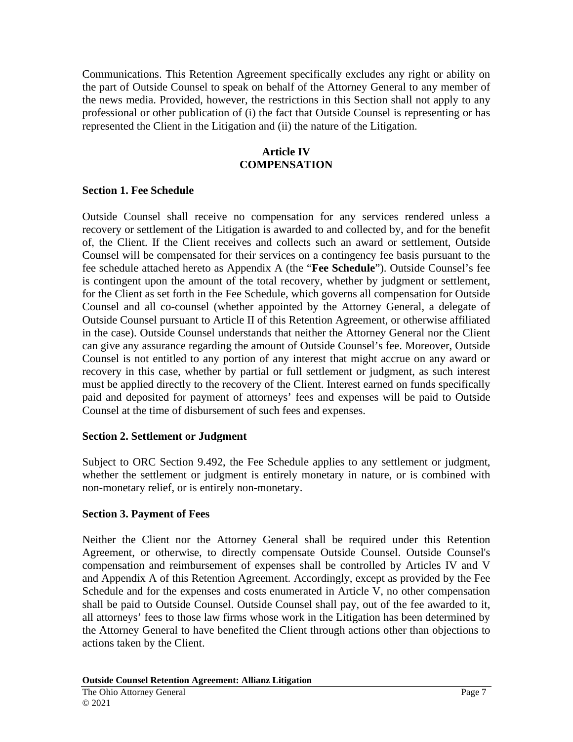Communications. This Retention Agreement specifically excludes any right or ability on the part of Outside Counsel to speak on behalf of the Attorney General to any member of the news media. Provided, however, the restrictions in this Section shall not apply to any professional or other publication of (i) the fact that Outside Counsel is representing or has represented the Client in the Litigation and (ii) the nature of the Litigation.

## Article IV
## COMPENSATION

### Section 1. Fee Schedule

Outside Counsel shall receive no compensation for any services rendered unless a recovery or settlement of the Litigation is awarded to and collected by, and for the benefit of, the Client. If the Client receives and collects such an award or settlement, Outside Counsel will be compensated for their services on a contingency fee basis pursuant to the fee schedule attached hereto as Appendix A (the "**Fee Schedule**"). Outside Counsel's fee is contingent upon the amount of the total recovery, whether by judgment or settlement, for the Client as set forth in the Fee Schedule, which governs all compensation for Outside Counsel and all co-counsel (whether appointed by the Attorney General, a delegate of Outside Counsel pursuant to Article II of this Retention Agreement, or otherwise affiliated in the case). Outside Counsel understands that neither the Attorney General nor the Client can give any assurance regarding the amount of Outside Counsel's fee. Moreover, Outside Counsel is not entitled to any portion of any interest that might accrue on any award or recovery in this case, whether by partial or full settlement or judgment, as such interest must be applied directly to the recovery of the Client. Interest earned on funds specifically paid and deposited for payment of attorneys' fees and expenses will be paid to Outside Counsel at the time of disbursement of such fees and expenses.

### Section 2. Settlement or Judgment

Subject to ORC Section 9.492, the Fee Schedule applies to any settlement or judgment, whether the settlement or judgment is entirely monetary in nature, or is combined with non-monetary relief, or is entirely non-monetary.

### Section 3. Payment of Fees

Neither the Client nor the Attorney General shall be required under this Retention Agreement, or otherwise, to directly compensate Outside Counsel. Outside Counsel's compensation and reimbursement of expenses shall be controlled by Articles IV and V and Appendix A of this Retention Agreement. Accordingly, except as provided by the Fee Schedule and for the expenses and costs enumerated in Article V, no other compensation shall be paid to Outside Counsel. Outside Counsel shall pay, out of the fee awarded to it, all attorneys' fees to those law firms whose work in the Litigation has been determined by the Attorney General to have benefited the Client through actions other than objections to actions taken by the Client.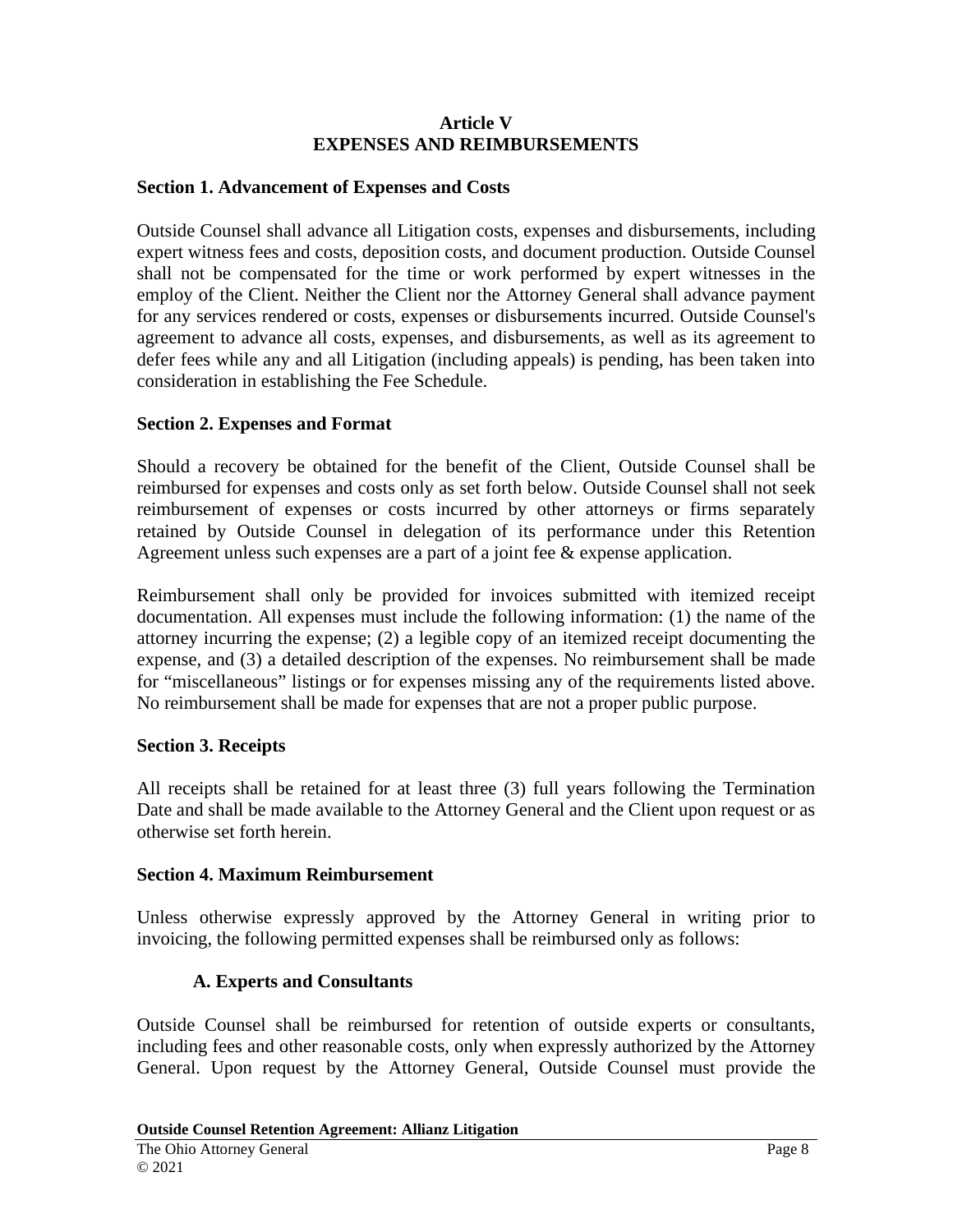## Article V
## EXPENSES AND REIMBURSEMENTS

### Section 1. Advancement of Expenses and Costs

Outside Counsel shall advance all Litigation costs, expenses and disbursements, including expert witness fees and costs, deposition costs, and document production. Outside Counsel shall not be compensated for the time or work performed by expert witnesses in the employ of the Client. Neither the Client nor the Attorney General shall advance payment for any services rendered or costs, expenses or disbursements incurred. Outside Counsel's agreement to advance all costs, expenses, and disbursements, as well as its agreement to defer fees while any and all Litigation (including appeals) is pending, has been taken into consideration in establishing the Fee Schedule.

### Section 2. Expenses and Format

Should a recovery be obtained for the benefit of the Client, Outside Counsel shall be reimbursed for expenses and costs only as set forth below. Outside Counsel shall not seek reimbursement of expenses or costs incurred by other attorneys or firms separately retained by Outside Counsel in delegation of its performance under this Retention Agreement unless such expenses are a part of a joint fee & expense application.

Reimbursement shall only be provided for invoices submitted with itemized receipt documentation. All expenses must include the following information: (1) the name of the attorney incurring the expense; (2) a legible copy of an itemized receipt documenting the expense, and (3) a detailed description of the expenses. No reimbursement shall be made for "miscellaneous" listings or for expenses missing any of the requirements listed above. No reimbursement shall be made for expenses that are not a proper public purpose.

### Section 3. Receipts

All receipts shall be retained for at least three (3) full years following the Termination Date and shall be made available to the Attorney General and the Client upon request or as otherwise set forth herein.

### Section 4. Maximum Reimbursement

Unless otherwise expressly approved by the Attorney General in writing prior to invoicing, the following permitted expenses shall be reimbursed only as follows:

#### A. Experts and Consultants

Outside Counsel shall be reimbursed for retention of outside experts or consultants, including fees and other reasonable costs, only when expressly authorized by the Attorney General. Upon request by the Attorney General, Outside Counsel must provide the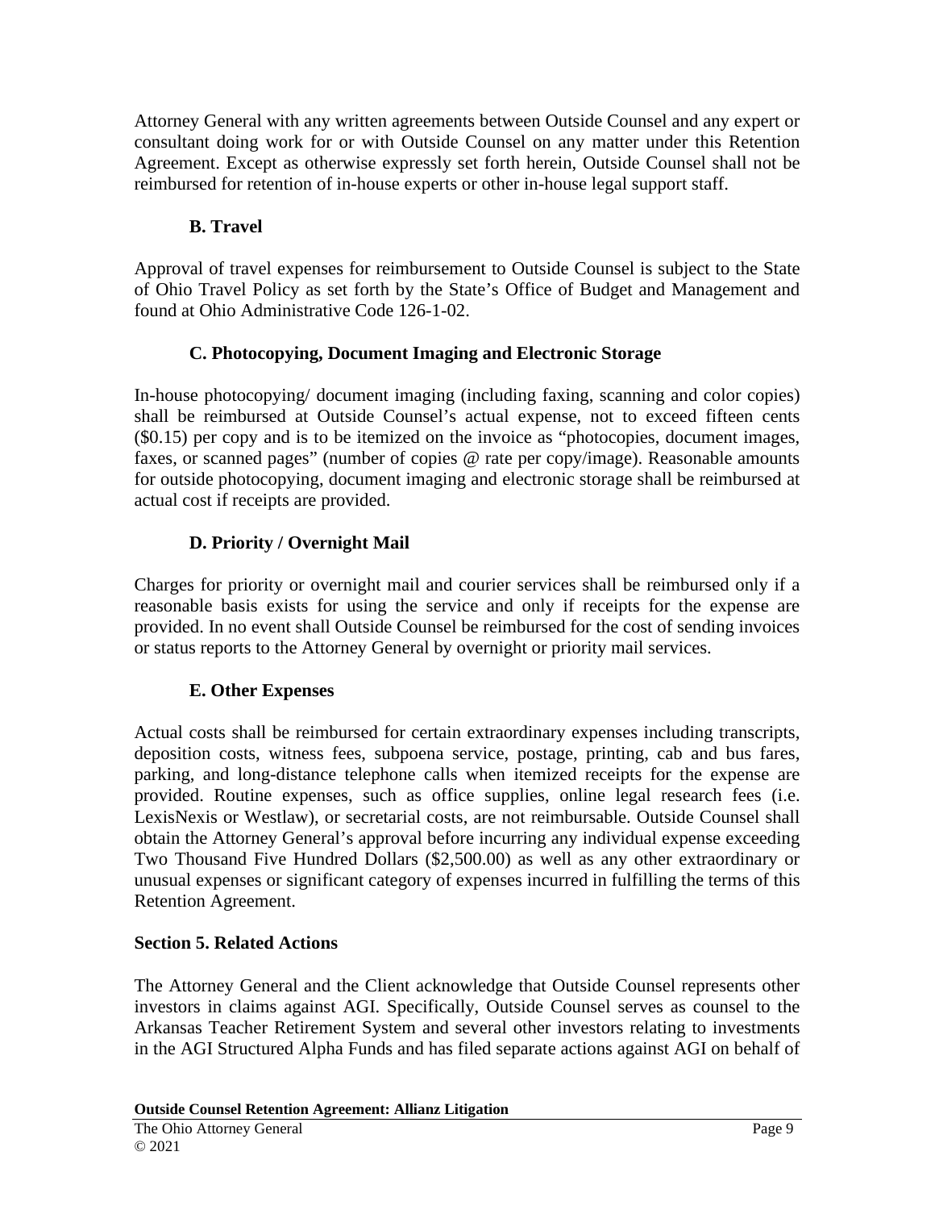Attorney General with any written agreements between Outside Counsel and any expert or consultant doing work for or with Outside Counsel on any matter under this Retention Agreement. Except as otherwise expressly set forth herein, Outside Counsel shall not be reimbursed for retention of in-house experts or other in-house legal support staff.

### B. Travel

Approval of travel expenses for reimbursement to Outside Counsel is subject to the State of Ohio Travel Policy as set forth by the State's Office of Budget and Management and found at Ohio Administrative Code 126-1-02.

### C. Photocopying, Document Imaging and Electronic Storage

In-house photocopying/ document imaging (including faxing, scanning and color copies) shall be reimbursed at Outside Counsel's actual expense, not to exceed fifteen cents ($0.15) per copy and is to be itemized on the invoice as "photocopies, document images, faxes, or scanned pages" (number of copies @ rate per copy/image). Reasonable amounts for outside photocopying, document imaging and electronic storage shall be reimbursed at actual cost if receipts are provided.

### D. Priority / Overnight Mail

Charges for priority or overnight mail and courier services shall be reimbursed only if a reasonable basis exists for using the service and only if receipts for the expense are provided. In no event shall Outside Counsel be reimbursed for the cost of sending invoices or status reports to the Attorney General by overnight or priority mail services.

### E. Other Expenses

Actual costs shall be reimbursed for certain extraordinary expenses including transcripts, deposition costs, witness fees, subpoena service, postage, printing, cab and bus fares, parking, and long-distance telephone calls when itemized receipts for the expense are provided. Routine expenses, such as office supplies, online legal research fees (i.e. LexisNexis or Westlaw), or secretarial costs, are not reimbursable. Outside Counsel shall obtain the Attorney General's approval before incurring any individual expense exceeding Two Thousand Five Hundred Dollars ($2,500.00) as well as any other extraordinary or unusual expenses or significant category of expenses incurred in fulfilling the terms of this Retention Agreement.

## Section 5. Related Actions

The Attorney General and the Client acknowledge that Outside Counsel represents other investors in claims against AGI. Specifically, Outside Counsel serves as counsel to the Arkansas Teacher Retirement System and several other investors relating to investments in the AGI Structured Alpha Funds and has filed separate actions against AGI on behalf of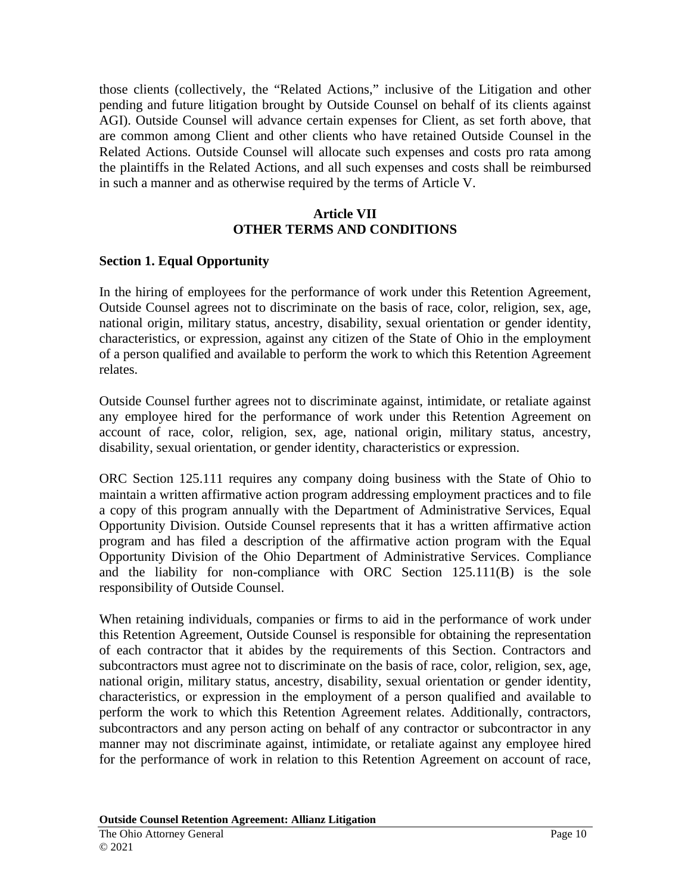those clients (collectively, the "Related Actions," inclusive of the Litigation and other pending and future litigation brought by Outside Counsel on behalf of its clients against AGI). Outside Counsel will advance certain expenses for Client, as set forth above, that are common among Client and other clients who have retained Outside Counsel in the Related Actions. Outside Counsel will allocate such expenses and costs pro rata among the plaintiffs in the Related Actions, and all such expenses and costs shall be reimbursed in such a manner and as otherwise required by the terms of Article V.

## Article VII
## OTHER TERMS AND CONDITIONS

### Section 1. Equal Opportunity

In the hiring of employees for the performance of work under this Retention Agreement, Outside Counsel agrees not to discriminate on the basis of race, color, religion, sex, age, national origin, military status, ancestry, disability, sexual orientation or gender identity, characteristics, or expression, against any citizen of the State of Ohio in the employment of a person qualified and available to perform the work to which this Retention Agreement relates.

Outside Counsel further agrees not to discriminate against, intimidate, or retaliate against any employee hired for the performance of work under this Retention Agreement on account of race, color, religion, sex, age, national origin, military status, ancestry, disability, sexual orientation, or gender identity, characteristics or expression.

ORC Section 125.111 requires any company doing business with the State of Ohio to maintain a written affirmative action program addressing employment practices and to file a copy of this program annually with the Department of Administrative Services, Equal Opportunity Division. Outside Counsel represents that it has a written affirmative action program and has filed a description of the affirmative action program with the Equal Opportunity Division of the Ohio Department of Administrative Services. Compliance and the liability for non-compliance with ORC Section 125.111(B) is the sole responsibility of Outside Counsel.

When retaining individuals, companies or firms to aid in the performance of work under this Retention Agreement, Outside Counsel is responsible for obtaining the representation of each contractor that it abides by the requirements of this Section. Contractors and subcontractors must agree not to discriminate on the basis of race, color, religion, sex, age, national origin, military status, ancestry, disability, sexual orientation or gender identity, characteristics, or expression in the employment of a person qualified and available to perform the work to which this Retention Agreement relates. Additionally, contractors, subcontractors and any person acting on behalf of any contractor or subcontractor in any manner may not discriminate against, intimidate, or retaliate against any employee hired for the performance of work in relation to this Retention Agreement on account of race,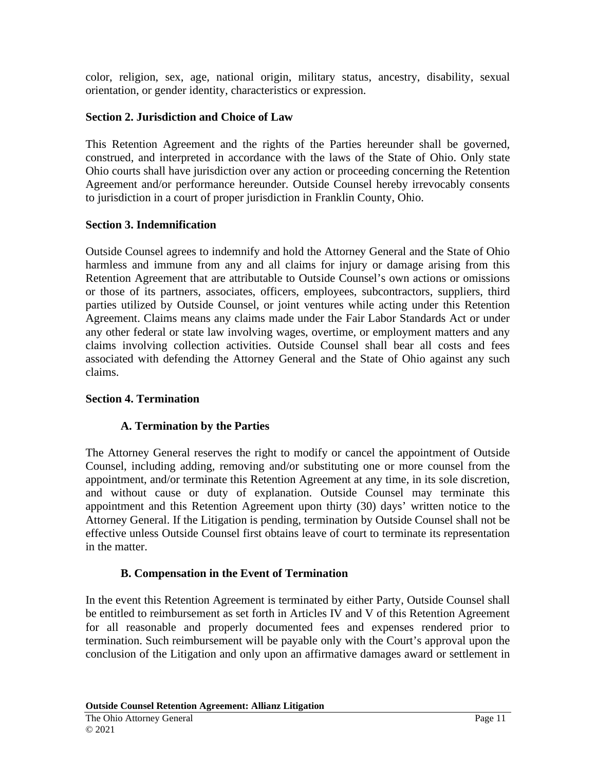color, religion, sex, age, national origin, military status, ancestry, disability, sexual orientation, or gender identity, characteristics or expression.

**Section 2. Jurisdiction and Choice of Law**

This Retention Agreement and the rights of the Parties hereunder shall be governed, construed, and interpreted in accordance with the laws of the State of Ohio. Only state Ohio courts shall have jurisdiction over any action or proceeding concerning the Retention Agreement and/or performance hereunder. Outside Counsel hereby irrevocably consents to jurisdiction in a court of proper jurisdiction in Franklin County, Ohio.

**Section 3. Indemnification**

Outside Counsel agrees to indemnify and hold the Attorney General and the State of Ohio harmless and immune from any and all claims for injury or damage arising from this Retention Agreement that are attributable to Outside Counsel's own actions or omissions or those of its partners, associates, officers, employees, subcontractors, suppliers, third parties utilized by Outside Counsel, or joint ventures while acting under this Retention Agreement. Claims means any claims made under the Fair Labor Standards Act or under any other federal or state law involving wages, overtime, or employment matters and any claims involving collection activities. Outside Counsel shall bear all costs and fees associated with defending the Attorney General and the State of Ohio against any such claims.

**Section 4. Termination**

**A. Termination by the Parties**

The Attorney General reserves the right to modify or cancel the appointment of Outside Counsel, including adding, removing and/or substituting one or more counsel from the appointment, and/or terminate this Retention Agreement at any time, in its sole discretion, and without cause or duty of explanation. Outside Counsel may terminate this appointment and this Retention Agreement upon thirty (30) days' written notice to the Attorney General. If the Litigation is pending, termination by Outside Counsel shall not be effective unless Outside Counsel first obtains leave of court to terminate its representation in the matter.

**B. Compensation in the Event of Termination**

In the event this Retention Agreement is terminated by either Party, Outside Counsel shall be entitled to reimbursement as set forth in Articles IV and V of this Retention Agreement for all reasonable and properly documented fees and expenses rendered prior to termination. Such reimbursement will be payable only with the Court's approval upon the conclusion of the Litigation and only upon an affirmative damages award or settlement in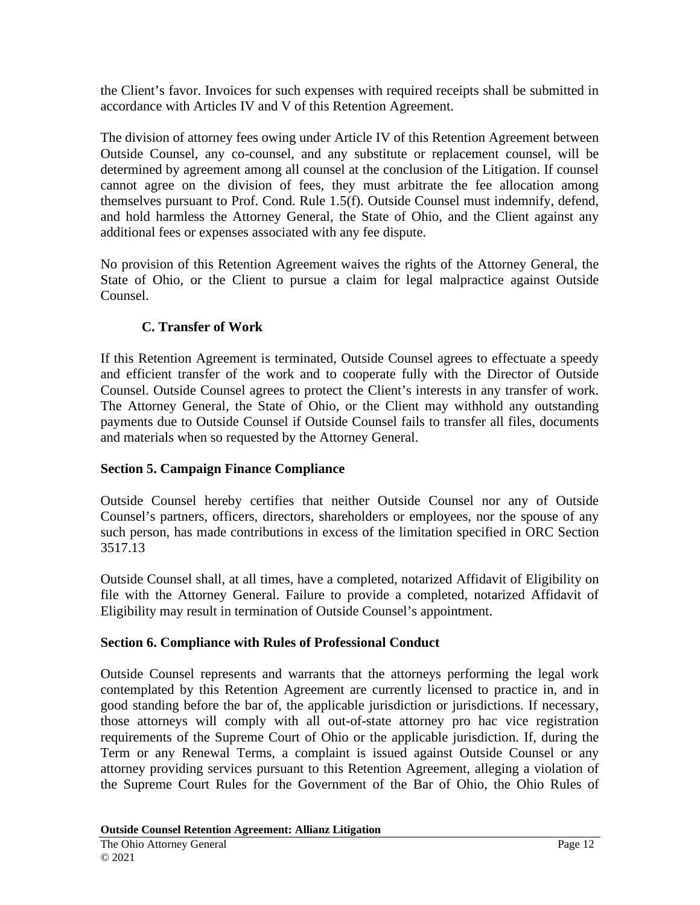the Client's favor. Invoices for such expenses with required receipts shall be submitted in accordance with Articles IV and V of this Retention Agreement.

The division of attorney fees owing under Article IV of this Retention Agreement between Outside Counsel, any co-counsel, and any substitute or replacement counsel, will be determined by agreement among all counsel at the conclusion of the Litigation. If counsel cannot agree on the division of fees, they must arbitrate the fee allocation among themselves pursuant to Prof. Cond. Rule 1.5(f). Outside Counsel must indemnify, defend, and hold harmless the Attorney General, the State of Ohio, and the Client against any additional fees or expenses associated with any fee dispute.

No provision of this Retention Agreement waives the rights of the Attorney General, the State of Ohio, or the Client to pursue a claim for legal malpractice against Outside Counsel.

### C. Transfer of Work

If this Retention Agreement is terminated, Outside Counsel agrees to effectuate a speedy and efficient transfer of the work and to cooperate fully with the Director of Outside Counsel. Outside Counsel agrees to protect the Client's interests in any transfer of work. The Attorney General, the State of Ohio, or the Client may withhold any outstanding payments due to Outside Counsel if Outside Counsel fails to transfer all files, documents and materials when so requested by the Attorney General.

## Section 5. Campaign Finance Compliance

Outside Counsel hereby certifies that neither Outside Counsel nor any of Outside Counsel's partners, officers, directors, shareholders or employees, nor the spouse of any such person, has made contributions in excess of the limitation specified in ORC Section 3517.13

Outside Counsel shall, at all times, have a completed, notarized Affidavit of Eligibility on file with the Attorney General. Failure to provide a completed, notarized Affidavit of Eligibility may result in termination of Outside Counsel's appointment.

## Section 6. Compliance with Rules of Professional Conduct

Outside Counsel represents and warrants that the attorneys performing the legal work contemplated by this Retention Agreement are currently licensed to practice in, and in good standing before the bar of, the applicable jurisdiction or jurisdictions. If necessary, those attorneys will comply with all out-of-state attorney pro hac vice registration requirements of the Supreme Court of Ohio or the applicable jurisdiction. If, during the Term or any Renewal Terms, a complaint is issued against Outside Counsel or any attorney providing services pursuant to this Retention Agreement, alleging a violation of the Supreme Court Rules for the Government of the Bar of Ohio, the Ohio Rules of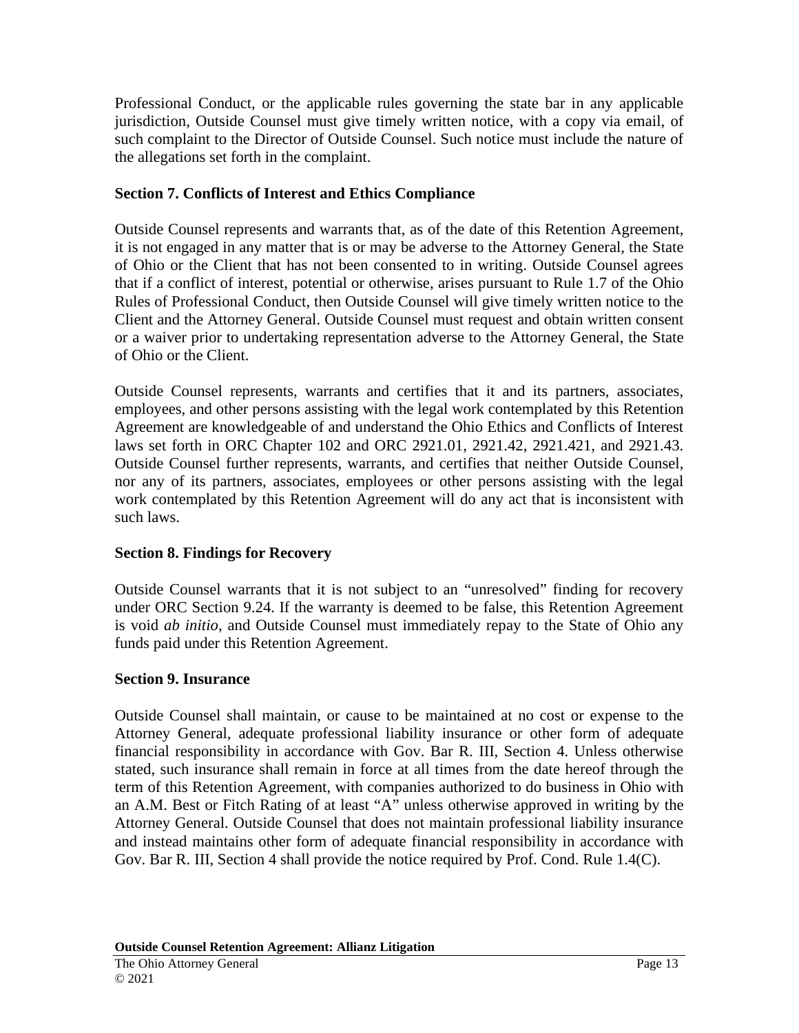Professional Conduct, or the applicable rules governing the state bar in any applicable jurisdiction, Outside Counsel must give timely written notice, with a copy via email, of such complaint to the Director of Outside Counsel. Such notice must include the nature of the allegations set forth in the complaint.

**Section 7. Conflicts of Interest and Ethics Compliance**

Outside Counsel represents and warrants that, as of the date of this Retention Agreement, it is not engaged in any matter that is or may be adverse to the Attorney General, the State of Ohio or the Client that has not been consented to in writing. Outside Counsel agrees that if a conflict of interest, potential or otherwise, arises pursuant to Rule 1.7 of the Ohio Rules of Professional Conduct, then Outside Counsel will give timely written notice to the Client and the Attorney General. Outside Counsel must request and obtain written consent or a waiver prior to undertaking representation adverse to the Attorney General, the State of Ohio or the Client.

Outside Counsel represents, warrants and certifies that it and its partners, associates, employees, and other persons assisting with the legal work contemplated by this Retention Agreement are knowledgeable of and understand the Ohio Ethics and Conflicts of Interest laws set forth in ORC Chapter 102 and ORC 2921.01, 2921.42, 2921.421, and 2921.43. Outside Counsel further represents, warrants, and certifies that neither Outside Counsel, nor any of its partners, associates, employees or other persons assisting with the legal work contemplated by this Retention Agreement will do any act that is inconsistent with such laws.

**Section 8. Findings for Recovery**

Outside Counsel warrants that it is not subject to an "unresolved" finding for recovery under ORC Section 9.24. If the warranty is deemed to be false, this Retention Agreement is void *ab initio*, and Outside Counsel must immediately repay to the State of Ohio any funds paid under this Retention Agreement.

**Section 9. Insurance**

Outside Counsel shall maintain, or cause to be maintained at no cost or expense to the Attorney General, adequate professional liability insurance or other form of adequate financial responsibility in accordance with Gov. Bar R. III, Section 4. Unless otherwise stated, such insurance shall remain in force at all times from the date hereof through the term of this Retention Agreement, with companies authorized to do business in Ohio with an A.M. Best or Fitch Rating of at least "A" unless otherwise approved in writing by the Attorney General. Outside Counsel that does not maintain professional liability insurance and instead maintains other form of adequate financial responsibility in accordance with Gov. Bar R. III, Section 4 shall provide the notice required by Prof. Cond. Rule 1.4(C).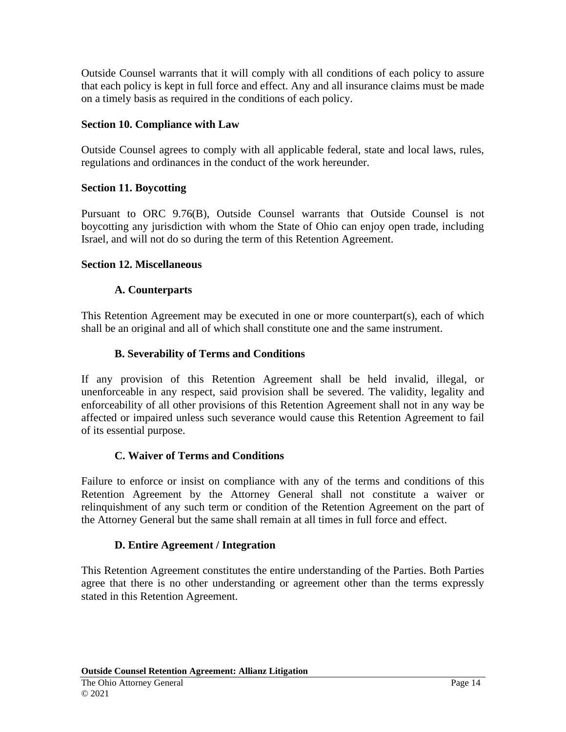Outside Counsel warrants that it will comply with all conditions of each policy to assure that each policy is kept in full force and effect. Any and all insurance claims must be made on a timely basis as required in the conditions of each policy.

**Section 10. Compliance with Law**

Outside Counsel agrees to comply with all applicable federal, state and local laws, rules, regulations and ordinances in the conduct of the work hereunder.

**Section 11. Boycotting**

Pursuant to ORC 9.76(B), Outside Counsel warrants that Outside Counsel is not boycotting any jurisdiction with whom the State of Ohio can enjoy open trade, including Israel, and will not do so during the term of this Retention Agreement.

**Section 12. Miscellaneous**

**A. Counterparts**

This Retention Agreement may be executed in one or more counterpart(s), each of which shall be an original and all of which shall constitute one and the same instrument.

**B. Severability of Terms and Conditions**

If any provision of this Retention Agreement shall be held invalid, illegal, or unenforceable in any respect, said provision shall be severed. The validity, legality and enforceability of all other provisions of this Retention Agreement shall not in any way be affected or impaired unless such severance would cause this Retention Agreement to fail of its essential purpose.

**C. Waiver of Terms and Conditions**

Failure to enforce or insist on compliance with any of the terms and conditions of this Retention Agreement by the Attorney General shall not constitute a waiver or relinquishment of any such term or condition of the Retention Agreement on the part of the Attorney General but the same shall remain at all times in full force and effect.

**D. Entire Agreement / Integration**

This Retention Agreement constitutes the entire understanding of the Parties. Both Parties agree that there is no other understanding or agreement other than the terms expressly stated in this Retention Agreement.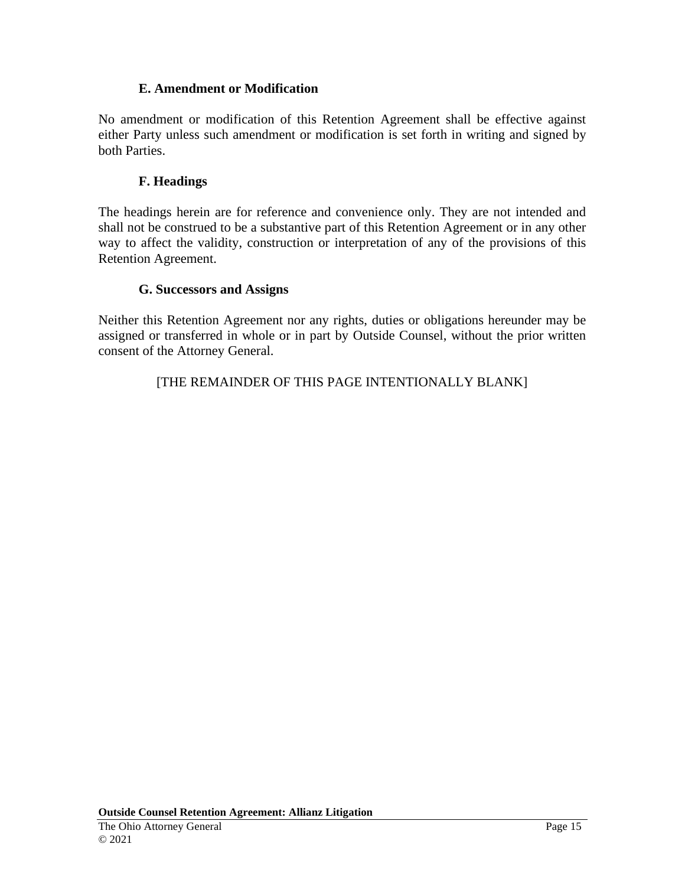### E. Amendment or Modification

No amendment or modification of this Retention Agreement shall be effective against either Party unless such amendment or modification is set forth in writing and signed by both Parties.

### F. Headings

The headings herein are for reference and convenience only. They are not intended and shall not be construed to be a substantive part of this Retention Agreement or in any other way to affect the validity, construction or interpretation of any of the provisions of this Retention Agreement.

### G. Successors and Assigns

Neither this Retention Agreement nor any rights, duties or obligations hereunder may be assigned or transferred in whole or in part by Outside Counsel, without the prior written consent of the Attorney General.

[THE REMAINDER OF THIS PAGE INTENTIONALLY BLANK]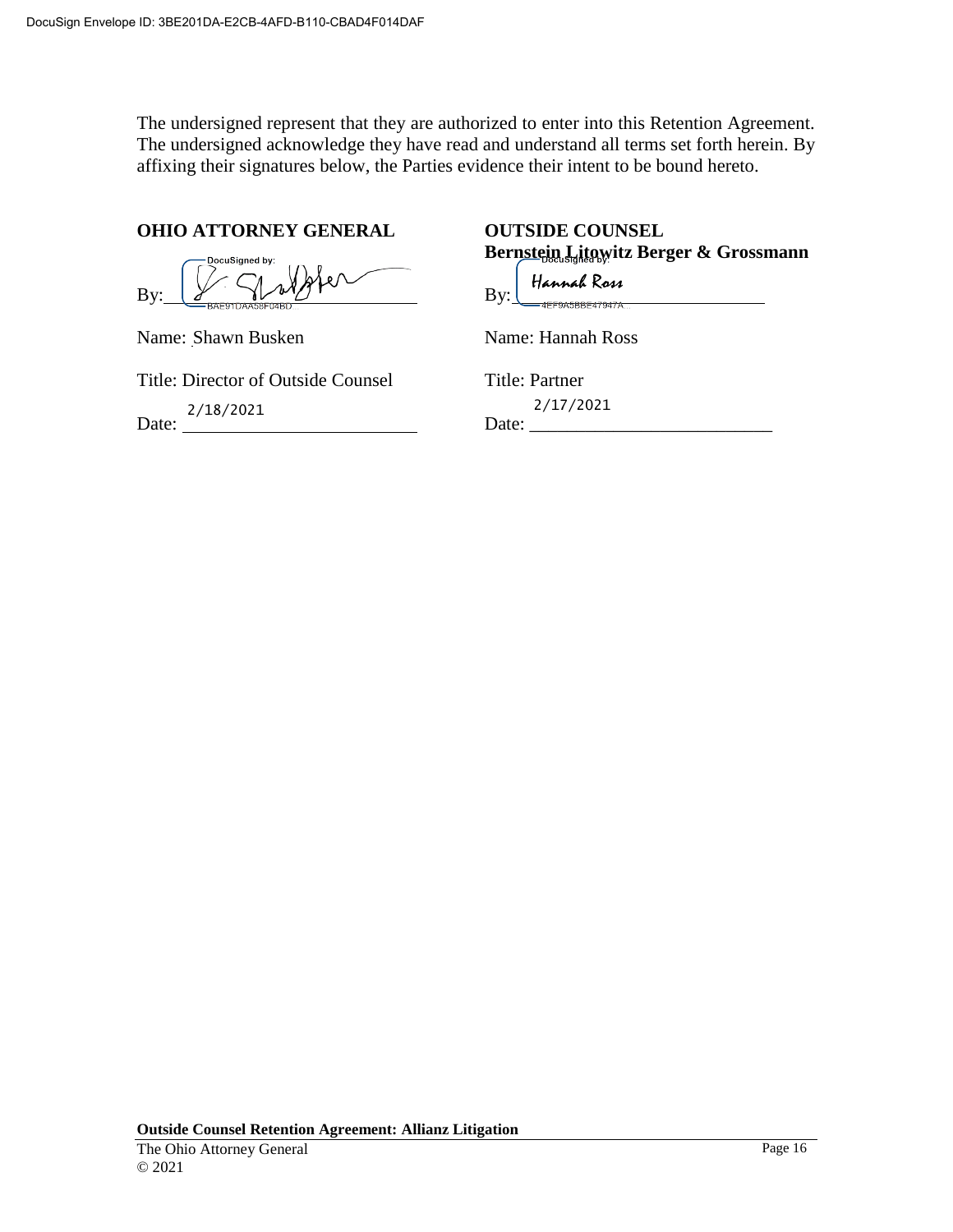The undersigned represent that they are authorized to enter into this Retention Agreement. The undersigned acknowledge they have read and understand all terms set forth herein. By affixing their signatures below, the Parties evidence their intent to be bound hereto.

**OHIO ATTORNEY GENERAL**

By: DocuSigned by: BAE91DAA58F04BD...

Name: Shawn Busken

Title: Director of Outside Counsel

Date: 2/18/2021

**OUTSIDE COUNSEL**
**Bernstein Litowitz Berger & Grossmann**

By: DocuSigned by: Hannah Ross 4EF9A5BBE47947A...

Name: Hannah Ross

Title: Partner

Date: 2/17/2021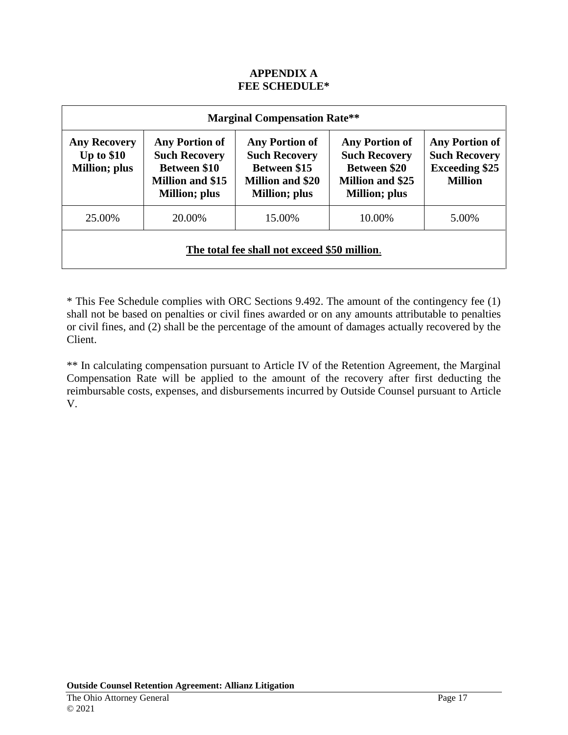## APPENDIX A
## FEE SCHEDULE*

| Marginal Compensation Rate** | | | | |
|---|---|---|---|---|
| **Any Recovery Up to $10 Million; plus** | **Any Portion of Such Recovery Between $10 Million and $15 Million; plus** | **Any Portion of Such Recovery Between $15 Million and $20 Million; plus** | **Any Portion of Such Recovery Between $20 Million and $25 Million; plus** | **Any Portion of Such Recovery Exceeding $25 Million** |
| 25.00% | 20.00% | 15.00% | 10.00% | 5.00% |
| **The total fee shall not exceed $50 million**. | | | | |

* This Fee Schedule complies with ORC Sections 9.492. The amount of the contingency fee (1) shall not be based on penalties or civil fines awarded or on any amounts attributable to penalties or civil fines, and (2) shall be the percentage of the amount of damages actually recovered by the Client.

** In calculating compensation pursuant to Article IV of the Retention Agreement, the Marginal Compensation Rate will be applied to the amount of the recovery after first deducting the reimbursable costs, expenses, and disbursements incurred by Outside Counsel pursuant to Article V.